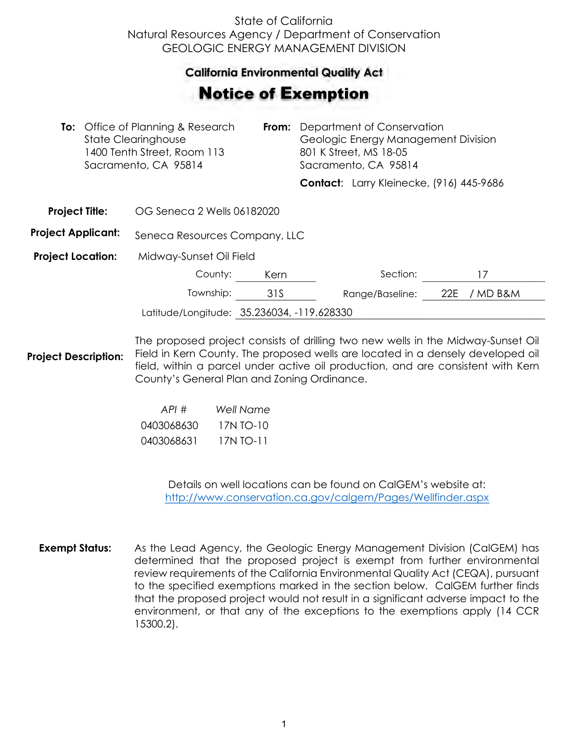State of California
Natural Resources Agency / Department of Conservation
GEOLOGIC ENERGY MANAGEMENT DIVISION

## California Environmental Quality Act

# Notice of Exemption

**To:** Office of Planning & Research
State Clearinghouse
1400 Tenth Street, Room 113
Sacramento, CA 95814

**From:** Department of Conservation
Geologic Energy Management Division
801 K Street, MS 18-05
Sacramento, CA 95814

**Contact**: Larry Kleinecke, (916) 445-9686

**Project Title:** OG Seneca 2 Wells 06182020

**Project Applicant:** Seneca Resources Company, LLC

**Project Location:** Midway-Sunset Oil Field

County: Kern
Section: 17
Township: 31S
Range/Baseline: 22E / MD B&M
Latitude/Longitude: 35.236034, -119.628330

**Project Description:** The proposed project consists of drilling two new wells in the Midway-Sunset Oil Field in Kern County. The proposed wells are located in a densely developed oil field, within a parcel under active oil production, and are consistent with Kern County's General Plan and Zoning Ordinance.

| *API #* | *Well Name* |
|---|---|
| 0403068630 | 17N TO-10 |
| 0403068631 | 17N TO-11 |

Details on well locations can be found on CalGEM's website at:
http://www.conservation.ca.gov/calgem/Pages/Wellfinder.aspx

**Exempt Status:** As the Lead Agency, the Geologic Energy Management Division (CalGEM) has determined that the proposed project is exempt from further environmental review requirements of the California Environmental Quality Act (CEQA), pursuant to the specified exemptions marked in the section below. CalGEM further finds that the proposed project would not result in a significant adverse impact to the environment, or that any of the exceptions to the exemptions apply (14 CCR 15300.2).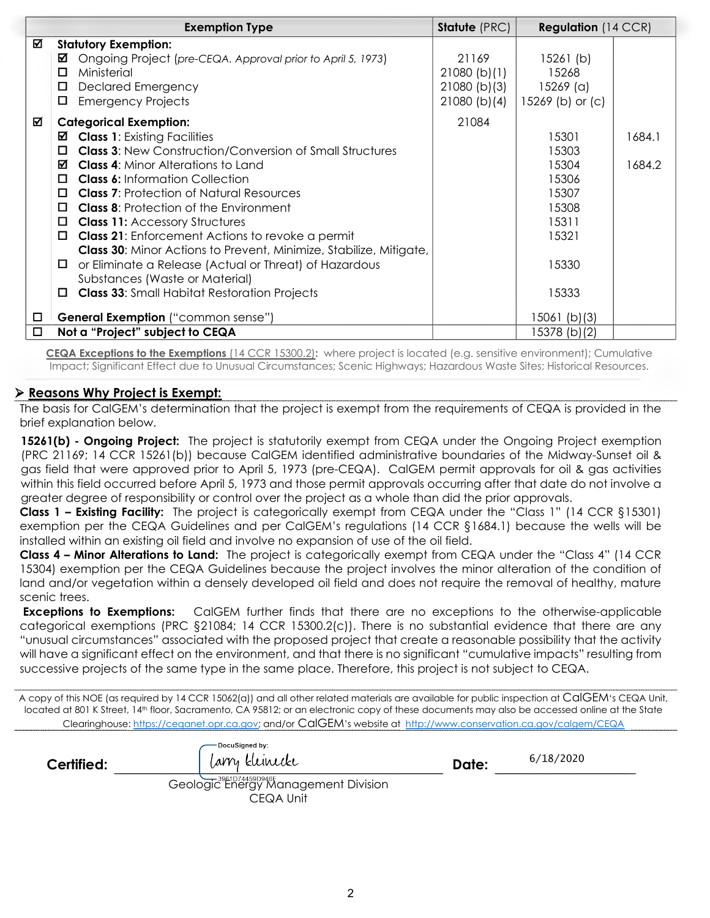| | Exemption Type | Statute (PRC) | Regulation (14 CCR) | |
|---|---|---|---|---|
| ☑ | **Statutory Exemption:** | | | |
| | ☑ Ongoing Project (*pre-CEQA. Approval prior to April 5, 1973*) | 21169 | 15261 (b) | |
| | ☐ Ministerial | 21080 (b)(1) | 15268 | |
| | ☐ Declared Emergency | 21080 (b)(3) | 15269 (a) | |
| | ☐ Emergency Projects | 21080 (b)(4) | 15269 (b) or (c) | |
| ☑ | **Categorical Exemption:** | 21084 | | |
| | ☑ **Class 1**: Existing Facilities | | 15301 | 1684.1 |
| | ☐ **Class 3**: New Construction/Conversion of Small Structures | | 15303 | |
| | ☑ **Class 4**: Minor Alterations to Land | | 15304 | 1684.2 |
| | ☐ **Class 6:** Information Collection | | 15306 | |
| | ☐ **Class 7**: Protection of Natural Resources | | 15307 | |
| | ☐ **Class 8**: Protection of the Environment | | 15308 | |
| | ☐ **Class 11:** Accessory Structures | | 15311 | |
| | ☐ **Class 21**: Enforcement Actions to revoke a permit | | 15321 | |
| | ☐ **Class 30**: Minor Actions to Prevent, Minimize, Stabilize, Mitigate, or Eliminate a Release (Actual or Threat) of Hazardous Substances (Waste or Material) | | 15330 | |
| | ☐ **Class 33**: Small Habitat Restoration Projects | | 15333 | |
| ☐ | **General Exemption** ("common sense") | | 15061 (b)(3) | |
| ☐ | **Not a "Project" subject to CEQA** | | 15378 (b)(2) | |

**CEQA Exceptions to the Exemptions** (14 CCR 15300.2): where project is located (e.g. sensitive environment); Cumulative Impact; Significant Effect due to Unusual Circumstances; Scenic Highways; Hazardous Waste Sites; Historical Resources.

## ➢ Reasons Why Project is Exempt:

The basis for CalGEM's determination that the project is exempt from the requirements of CEQA is provided in the brief explanation below.

**15261(b) - Ongoing Project:** The project is statutorily exempt from CEQA under the Ongoing Project exemption (PRC 21169; 14 CCR 15261(b)) because CalGEM identified administrative boundaries of the Midway-Sunset oil & gas field that were approved prior to April 5, 1973 (pre-CEQA). CalGEM permit approvals for oil & gas activities within this field occurred before April 5, 1973 and those permit approvals occurring after that date do not involve a greater degree of responsibility or control over the project as a whole than did the prior approvals.

**Class 1 – Existing Facility:** The project is categorically exempt from CEQA under the "Class 1" (14 CCR §15301) exemption per the CEQA Guidelines and per CalGEM's regulations (14 CCR §1684.1) because the wells will be installed within an existing oil field and involve no expansion of use of the oil field.

**Class 4 – Minor Alterations to Land:** The project is categorically exempt from CEQA under the "Class 4" (14 CCR 15304) exemption per the CEQA Guidelines because the project involves the minor alteration of the condition of land and/or vegetation within a densely developed oil field and does not require the removal of healthy, mature scenic trees.

**Exceptions to Exemptions:** CalGEM further finds that there are no exceptions to the otherwise-applicable categorical exemptions (PRC §21084; 14 CCR 15300.2(c)). There is no substantial evidence that there are any "unusual circumstances" associated with the proposed project that create a reasonable possibility that the activity will have a significant effect on the environment, and that there is no significant "cumulative impacts" resulting from successive projects of the same type in the same place. Therefore, this project is not subject to CEQA.

A copy of this NOE (as required by 14 CCR 15062(a)) and all other related materials are available for public inspection at CalGEM's CEQA Unit, located at 801 K Street, 14th floor, Sacramento, CA 95812; or an electronic copy of these documents may also be accessed online at the State Clearinghouse: https://ceqanet.opr.ca.gov; and/or CalGEM's website at http://www.conservation.ca.gov/calgem/CEQA

**Certified:** DocuSigned by: Larry Kleinecke 3961D74459D946F
Geologic Energy Management Division
CEQA Unit

**Date:** 6/18/2020